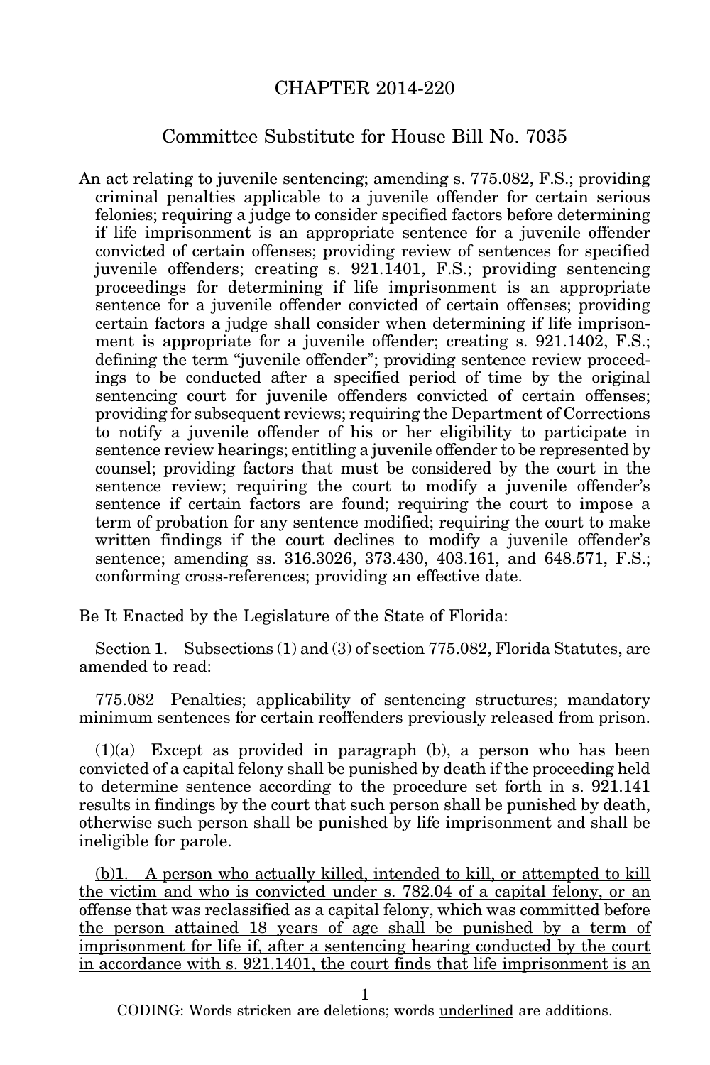# CHAPTER 2014-220

## Committee Substitute for House Bill No. 7035

An act relating to juvenile sentencing; amending s. 775.082, F.S.; providing criminal penalties applicable to a juvenile offender for certain serious felonies; requiring a judge to consider specified factors before determining if life imprisonment is an appropriate sentence for a juvenile offender convicted of certain offenses; providing review of sentences for specified juvenile offenders; creating s. 921.1401, F.S.; providing sentencing proceedings for determining if life imprisonment is an appropriate sentence for a juvenile offender convicted of certain offenses; providing certain factors a judge shall consider when determining if life imprisonment is appropriate for a juvenile offender; creating s. 921.1402, F.S.; defining the term "juvenile offender"; providing sentence review proceedings to be conducted after a specified period of time by the original sentencing court for juvenile offenders convicted of certain offenses; providing for subsequent reviews; requiring the Department of Corrections to notify a juvenile offender of his or her eligibility to participate in sentence review hearings; entitling a juvenile offender to be represented by counsel; providing factors that must be considered by the court in the sentence review; requiring the court to modify a juvenile offender's sentence if certain factors are found; requiring the court to impose a term of probation for any sentence modified; requiring the court to make written findings if the court declines to modify a juvenile offender's sentence; amending ss. 316.3026, 373.430, 403.161, and 648.571, F.S.; conforming cross-references; providing an effective date.

Be It Enacted by the Legislature of the State of Florida:

Section 1. Subsections (1) and (3) of section 775.082, Florida Statutes, are amended to read:

775.082 Penalties; applicability of sentencing structures; mandatory minimum sentences for certain reoffenders previously released from prison.

(1)<u>(a)</u> <u>Except as provided in paragraph (b),</u> a person who has been convicted of a capital felony shall be punished by death if the proceeding held to determine sentence according to the procedure set forth in s. 921.141 results in findings by the court that such person shall be punished by death, otherwise such person shall be punished by life imprisonment and shall be ineligible for parole.

<u>(b)1. A person who actually killed, intended to kill, or attempted to kill the victim and who is convicted under s. 782.04 of a capital felony, or an offense that was reclassified as a capital felony, which was committed before the person attained 18 years of age shall be punished by a term of imprisonment for life if, after a sentencing hearing conducted by the court in accordance with s. 921.1401, the court finds that life imprisonment is an</u>

CODING: Words ~~stricken~~ are deletions; words <u>underlined</u> are additions.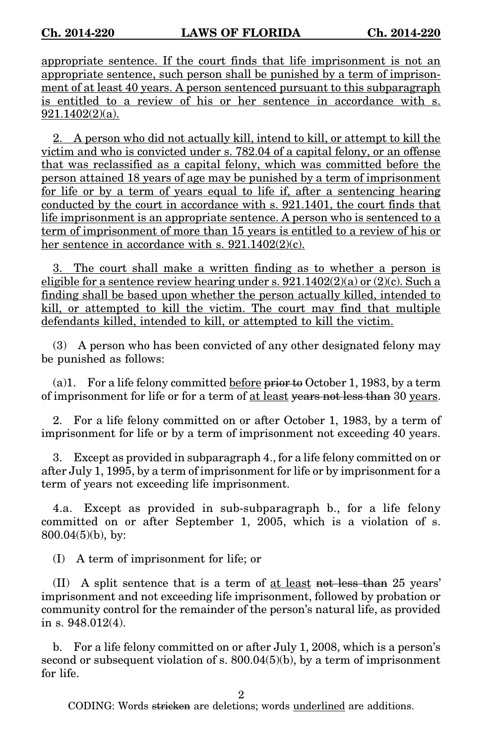appropriate sentence. If the court finds that life imprisonment is not an appropriate sentence, such person shall be punished by a term of imprisonment of at least 40 years. A person sentenced pursuant to this subparagraph is entitled to a review of his or her sentence in accordance with s. 921.1402(2)(a).

2. A person who did not actually kill, intend to kill, or attempt to kill the victim and who is convicted under s. 782.04 of a capital felony, or an offense that was reclassified as a capital felony, which was committed before the person attained 18 years of age may be punished by a term of imprisonment for life or by a term of years equal to life if, after a sentencing hearing conducted by the court in accordance with s. 921.1401, the court finds that life imprisonment is an appropriate sentence. A person who is sentenced to a term of imprisonment of more than 15 years is entitled to a review of his or her sentence in accordance with s. 921.1402(2)(c).

3. The court shall make a written finding as to whether a person is eligible for a sentence review hearing under s. 921.1402(2)(a) or (2)(c). Such a finding shall be based upon whether the person actually killed, intended to kill, or attempted to kill the victim. The court may find that multiple defendants killed, intended to kill, or attempted to kill the victim.

(3) A person who has been convicted of any other designated felony may be punished as follows:

(a)1. For a life felony committed before ~~prior to~~ October 1, 1983, by a term of imprisonment for life or for a term of at least ~~years not less than~~ 30 years.

2. For a life felony committed on or after October 1, 1983, by a term of imprisonment for life or by a term of imprisonment not exceeding 40 years.

3. Except as provided in subparagraph 4., for a life felony committed on or after July 1, 1995, by a term of imprisonment for life or by imprisonment for a term of years not exceeding life imprisonment.

4.a. Except as provided in sub-subparagraph b., for a life felony committed on or after September 1, 2005, which is a violation of s. 800.04(5)(b), by:

(I) A term of imprisonment for life; or

(II) A split sentence that is a term of at least ~~not less than~~ 25 years' imprisonment and not exceeding life imprisonment, followed by probation or community control for the remainder of the person's natural life, as provided in s. 948.012(4).

b. For a life felony committed on or after July 1, 2008, which is a person's second or subsequent violation of s. 800.04(5)(b), by a term of imprisonment for life.

CODING: Words ~~stricken~~ are deletions; words underlined are additions.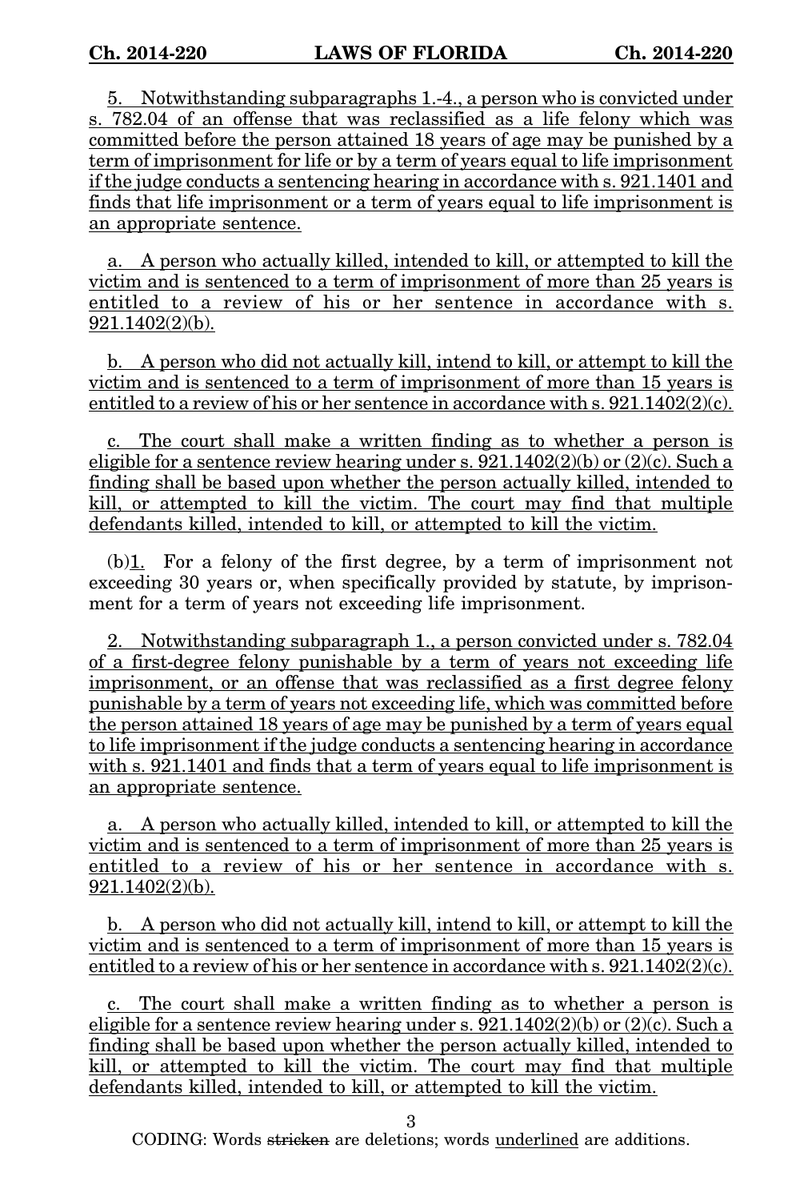5. Notwithstanding subparagraphs 1.-4., a person who is convicted under s. 782.04 of an offense that was reclassified as a life felony which was committed before the person attained 18 years of age may be punished by a term of imprisonment for life or by a term of years equal to life imprisonment if the judge conducts a sentencing hearing in accordance with s. 921.1401 and finds that life imprisonment or a term of years equal to life imprisonment is an appropriate sentence.

a. A person who actually killed, intended to kill, or attempted to kill the victim and is sentenced to a term of imprisonment of more than 25 years is entitled to a review of his or her sentence in accordance with s. 921.1402(2)(b).

b. A person who did not actually kill, intend to kill, or attempt to kill the victim and is sentenced to a term of imprisonment of more than 15 years is entitled to a review of his or her sentence in accordance with s. 921.1402(2)(c).

c. The court shall make a written finding as to whether a person is eligible for a sentence review hearing under s. 921.1402(2)(b) or (2)(c). Such a finding shall be based upon whether the person actually killed, intended to kill, or attempted to kill the victim. The court may find that multiple defendants killed, intended to kill, or attempted to kill the victim.

(b)1. For a felony of the first degree, by a term of imprisonment not exceeding 30 years or, when specifically provided by statute, by imprisonment for a term of years not exceeding life imprisonment.

2. Notwithstanding subparagraph 1., a person convicted under s. 782.04 of a first-degree felony punishable by a term of years not exceeding life imprisonment, or an offense that was reclassified as a first degree felony punishable by a term of years not exceeding life, which was committed before the person attained 18 years of age may be punished by a term of years equal to life imprisonment if the judge conducts a sentencing hearing in accordance with s. 921.1401 and finds that a term of years equal to life imprisonment is an appropriate sentence.

a. A person who actually killed, intended to kill, or attempted to kill the victim and is sentenced to a term of imprisonment of more than 25 years is entitled to a review of his or her sentence in accordance with s. 921.1402(2)(b).

b. A person who did not actually kill, intend to kill, or attempt to kill the victim and is sentenced to a term of imprisonment of more than 15 years is entitled to a review of his or her sentence in accordance with s. 921.1402(2)(c).

c. The court shall make a written finding as to whether a person is eligible for a sentence review hearing under s. 921.1402(2)(b) or (2)(c). Such a finding shall be based upon whether the person actually killed, intended to kill, or attempted to kill the victim. The court may find that multiple defendants killed, intended to kill, or attempted to kill the victim.

CODING: Words stricken are deletions; words underlined are additions.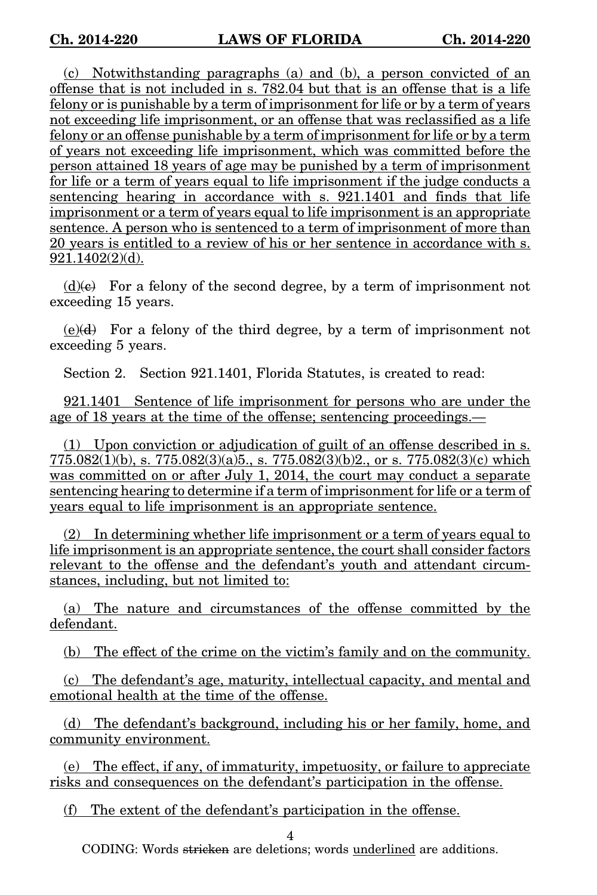(c) Notwithstanding paragraphs (a) and (b), a person convicted of an offense that is not included in s. 782.04 but that is an offense that is a life felony or is punishable by a term of imprisonment for life or by a term of years not exceeding life imprisonment, or an offense that was reclassified as a life felony or an offense punishable by a term of imprisonment for life or by a term of years not exceeding life imprisonment, which was committed before the person attained 18 years of age may be punished by a term of imprisonment for life or a term of years equal to life imprisonment if the judge conducts a sentencing hearing in accordance with s. 921.1401 and finds that life imprisonment or a term of years equal to life imprisonment is an appropriate sentence. A person who is sentenced to a term of imprisonment of more than 20 years is entitled to a review of his or her sentence in accordance with s. 921.1402(2)(d).

(d)~~(c)~~ For a felony of the second degree, by a term of imprisonment not exceeding 15 years.

(e)~~(d)~~ For a felony of the third degree, by a term of imprisonment not exceeding 5 years.

Section 2. Section 921.1401, Florida Statutes, is created to read:

921.1401 Sentence of life imprisonment for persons who are under the age of 18 years at the time of the offense; sentencing proceedings.—

(1) Upon conviction or adjudication of guilt of an offense described in s. 775.082(1)(b), s. 775.082(3)(a)5., s. 775.082(3)(b)2., or s. 775.082(3)(c) which was committed on or after July 1, 2014, the court may conduct a separate sentencing hearing to determine if a term of imprisonment for life or a term of years equal to life imprisonment is an appropriate sentence.

(2) In determining whether life imprisonment or a term of years equal to life imprisonment is an appropriate sentence, the court shall consider factors relevant to the offense and the defendant's youth and attendant circumstances, including, but not limited to:

(a) The nature and circumstances of the offense committed by the defendant.

(b) The effect of the crime on the victim's family and on the community.

(c) The defendant's age, maturity, intellectual capacity, and mental and emotional health at the time of the offense.

(d) The defendant's background, including his or her family, home, and community environment.

(e) The effect, if any, of immaturity, impetuosity, or failure to appreciate risks and consequences on the defendant's participation in the offense.

(f) The extent of the defendant's participation in the offense.

CODING: Words ~~stricken~~ are deletions; words underlined are additions.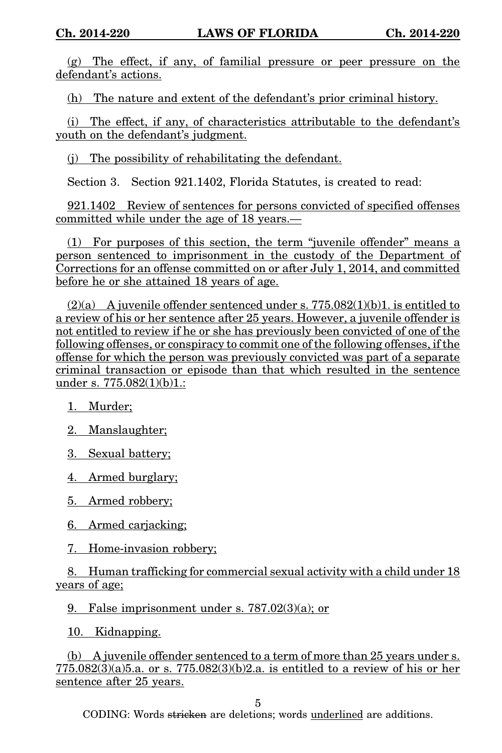(g) The effect, if any, of familial pressure or peer pressure on the defendant's actions.

(h) The nature and extent of the defendant's prior criminal history.

(i) The effect, if any, of characteristics attributable to the defendant's youth on the defendant's judgment.

(j) The possibility of rehabilitating the defendant.

Section 3. Section 921.1402, Florida Statutes, is created to read:

921.1402 Review of sentences for persons convicted of specified offenses committed while under the age of 18 years.—

(1) For purposes of this section, the term "juvenile offender" means a person sentenced to imprisonment in the custody of the Department of Corrections for an offense committed on or after July 1, 2014, and committed before he or she attained 18 years of age.

(2)(a) A juvenile offender sentenced under s. 775.082(1)(b)1. is entitled to a review of his or her sentence after 25 years. However, a juvenile offender is not entitled to review if he or she has previously been convicted of one of the following offenses, or conspiracy to commit one of the following offenses, if the offense for which the person was previously convicted was part of a separate criminal transaction or episode than that which resulted in the sentence under s. 775.082(1)(b)1.:

1. Murder;

2. Manslaughter;

3. Sexual battery;

4. Armed burglary;

5. Armed robbery;

6. Armed carjacking;

7. Home-invasion robbery;

8. Human trafficking for commercial sexual activity with a child under 18 years of age;

9. False imprisonment under s. 787.02(3)(a); or

10. Kidnapping.

(b) A juvenile offender sentenced to a term of more than 25 years under s. 775.082(3)(a)5.a. or s. 775.082(3)(b)2.a. is entitled to a review of his or her sentence after 25 years.

CODING: Words stricken are deletions; words underlined are additions.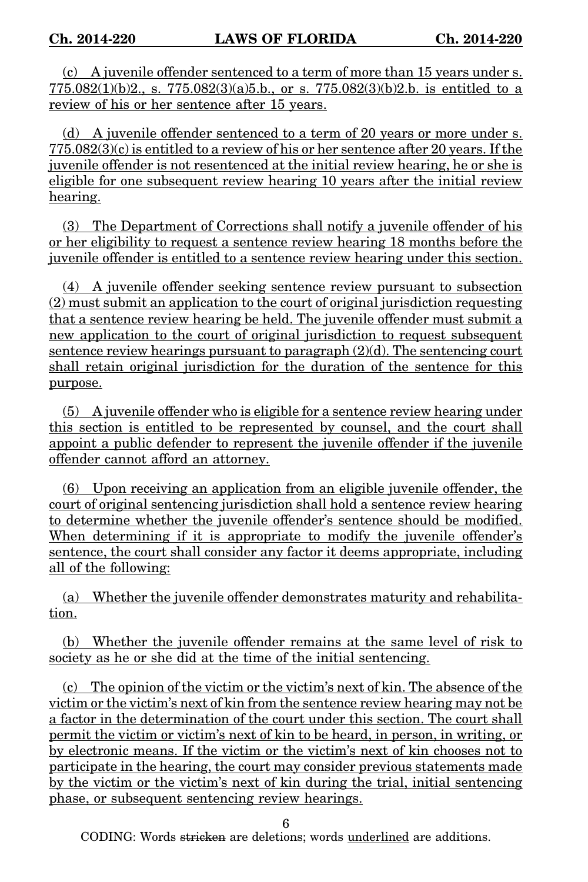(c) A juvenile offender sentenced to a term of more than 15 years under s. 775.082(1)(b)2., s. 775.082(3)(a)5.b., or s. 775.082(3)(b)2.b. is entitled to a review of his or her sentence after 15 years.

(d) A juvenile offender sentenced to a term of 20 years or more under s. 775.082(3)(c) is entitled to a review of his or her sentence after 20 years. If the juvenile offender is not resentenced at the initial review hearing, he or she is eligible for one subsequent review hearing 10 years after the initial review hearing.

(3) The Department of Corrections shall notify a juvenile offender of his or her eligibility to request a sentence review hearing 18 months before the juvenile offender is entitled to a sentence review hearing under this section.

(4) A juvenile offender seeking sentence review pursuant to subsection (2) must submit an application to the court of original jurisdiction requesting that a sentence review hearing be held. The juvenile offender must submit a new application to the court of original jurisdiction to request subsequent sentence review hearings pursuant to paragraph (2)(d). The sentencing court shall retain original jurisdiction for the duration of the sentence for this purpose.

(5) A juvenile offender who is eligible for a sentence review hearing under this section is entitled to be represented by counsel, and the court shall appoint a public defender to represent the juvenile offender if the juvenile offender cannot afford an attorney.

(6) Upon receiving an application from an eligible juvenile offender, the court of original sentencing jurisdiction shall hold a sentence review hearing to determine whether the juvenile offender's sentence should be modified. When determining if it is appropriate to modify the juvenile offender's sentence, the court shall consider any factor it deems appropriate, including all of the following:

(a) Whether the juvenile offender demonstrates maturity and rehabilitation.

(b) Whether the juvenile offender remains at the same level of risk to society as he or she did at the time of the initial sentencing.

(c) The opinion of the victim or the victim's next of kin. The absence of the victim or the victim's next of kin from the sentence review hearing may not be a factor in the determination of the court under this section. The court shall permit the victim or victim's next of kin to be heard, in person, in writing, or by electronic means. If the victim or the victim's next of kin chooses not to participate in the hearing, the court may consider previous statements made by the victim or the victim's next of kin during the trial, initial sentencing phase, or subsequent sentencing review hearings.

CODING: Words stricken are deletions; words underlined are additions.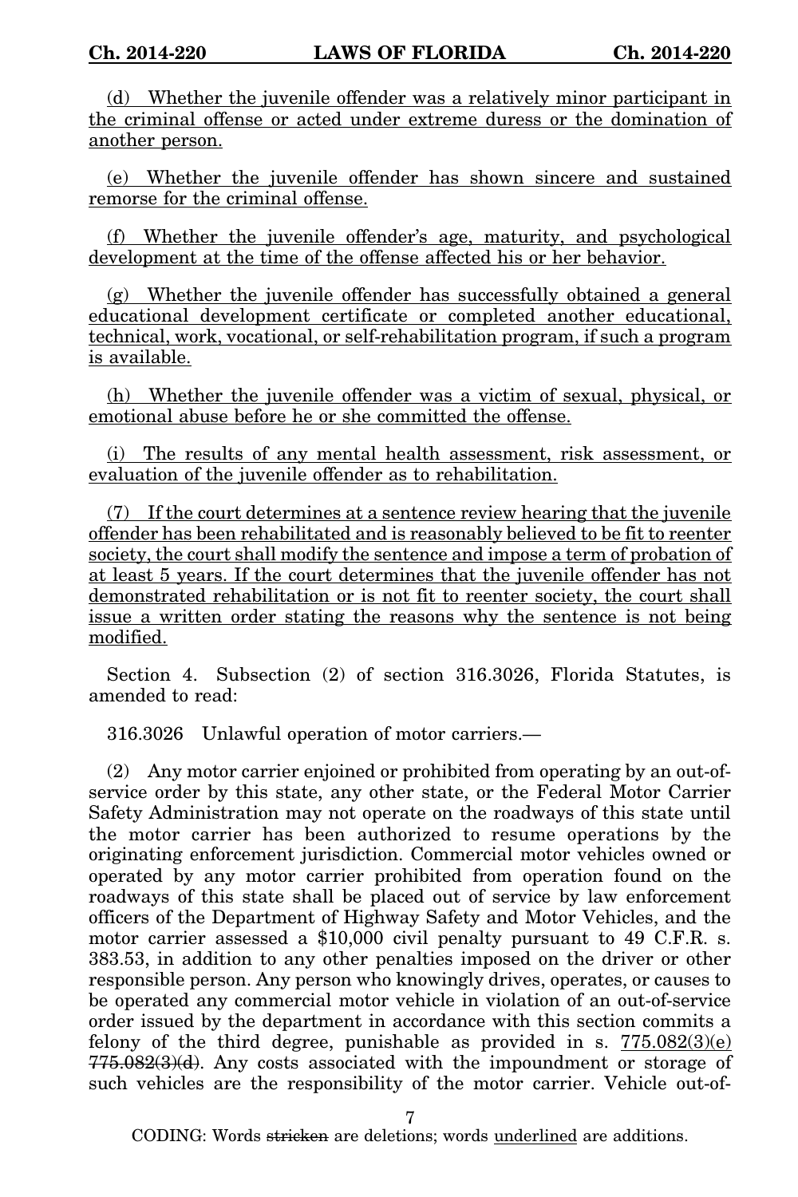(d) Whether the juvenile offender was a relatively minor participant in the criminal offense or acted under extreme duress or the domination of another person.

(e) Whether the juvenile offender has shown sincere and sustained remorse for the criminal offense.

(f) Whether the juvenile offender's age, maturity, and psychological development at the time of the offense affected his or her behavior.

(g) Whether the juvenile offender has successfully obtained a general educational development certificate or completed another educational, technical, work, vocational, or self-rehabilitation program, if such a program is available.

(h) Whether the juvenile offender was a victim of sexual, physical, or emotional abuse before he or she committed the offense.

(i) The results of any mental health assessment, risk assessment, or evaluation of the juvenile offender as to rehabilitation.

(7) If the court determines at a sentence review hearing that the juvenile offender has been rehabilitated and is reasonably believed to be fit to reenter society, the court shall modify the sentence and impose a term of probation of at least 5 years. If the court determines that the juvenile offender has not demonstrated rehabilitation or is not fit to reenter society, the court shall issue a written order stating the reasons why the sentence is not being modified.

Section 4. Subsection (2) of section 316.3026, Florida Statutes, is amended to read:

316.3026 Unlawful operation of motor carriers.—

(2) Any motor carrier enjoined or prohibited from operating by an out-of-service order by this state, any other state, or the Federal Motor Carrier Safety Administration may not operate on the roadways of this state until the motor carrier has been authorized to resume operations by the originating enforcement jurisdiction. Commercial motor vehicles owned or operated by any motor carrier prohibited from operation found on the roadways of this state shall be placed out of service by law enforcement officers of the Department of Highway Safety and Motor Vehicles, and the motor carrier assessed a $10,000 civil penalty pursuant to 49 C.F.R. s. 383.53, in addition to any other penalties imposed on the driver or other responsible person. Any person who knowingly drives, operates, or causes to be operated any commercial motor vehicle in violation of an out-of-service order issued by the department in accordance with this section commits a felony of the third degree, punishable as provided in s. 775.082(3)(e) ~~775.082(3)(d)~~. Any costs associated with the impoundment or storage of such vehicles are the responsibility of the motor carrier. Vehicle out-of-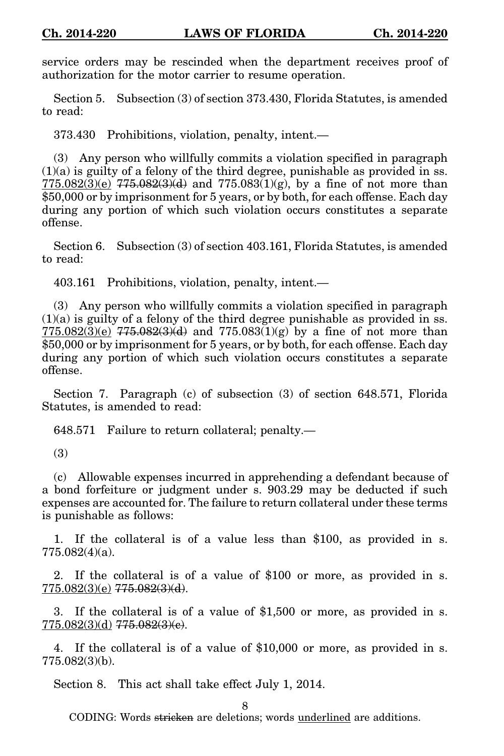service orders may be rescinded when the department receives proof of authorization for the motor carrier to resume operation.

Section 5. Subsection (3) of section 373.430, Florida Statutes, is amended to read:

373.430 Prohibitions, violation, penalty, intent.—

(3) Any person who willfully commits a violation specified in paragraph (1)(a) is guilty of a felony of the third degree, punishable as provided in ss. <u>775.082(3)(e)</u> ~~775.082(3)(d)~~ and 775.083(1)(g), by a fine of not more than $50,000 or by imprisonment for 5 years, or by both, for each offense. Each day during any portion of which such violation occurs constitutes a separate offense.

Section 6. Subsection (3) of section 403.161, Florida Statutes, is amended to read:

403.161 Prohibitions, violation, penalty, intent.—

(3) Any person who willfully commits a violation specified in paragraph (1)(a) is guilty of a felony of the third degree punishable as provided in ss. <u>775.082(3)(e)</u> ~~775.082(3)(d)~~ and 775.083(1)(g) by a fine of not more than $50,000 or by imprisonment for 5 years, or by both, for each offense. Each day during any portion of which such violation occurs constitutes a separate offense.

Section 7. Paragraph (c) of subsection (3) of section 648.571, Florida Statutes, is amended to read:

648.571 Failure to return collateral; penalty.—

(3)

(c) Allowable expenses incurred in apprehending a defendant because of a bond forfeiture or judgment under s. 903.29 may be deducted if such expenses are accounted for. The failure to return collateral under these terms is punishable as follows:

1. If the collateral is of a value less than $100, as provided in s. 775.082(4)(a).

2. If the collateral is of a value of $100 or more, as provided in s. <u>775.082(3)(e)</u> ~~775.082(3)(d)~~.

3. If the collateral is of a value of $1,500 or more, as provided in s. <u>775.082(3)(d)</u> ~~775.082(3)(c)~~.

4. If the collateral is of a value of $10,000 or more, as provided in s. 775.082(3)(b).

Section 8. This act shall take effect July 1, 2014.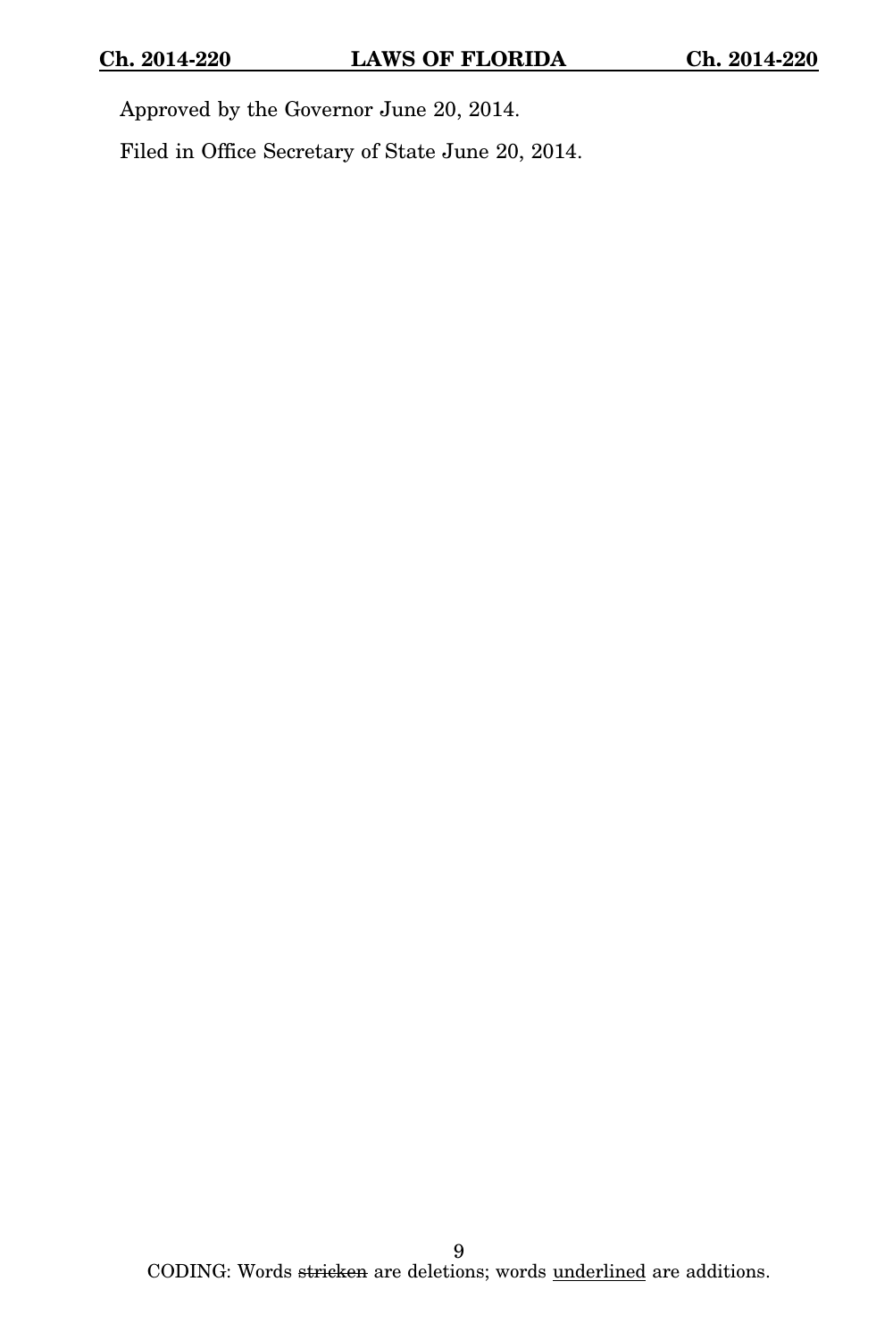Approved by the Governor June 20, 2014.

Filed in Office Secretary of State June 20, 2014.